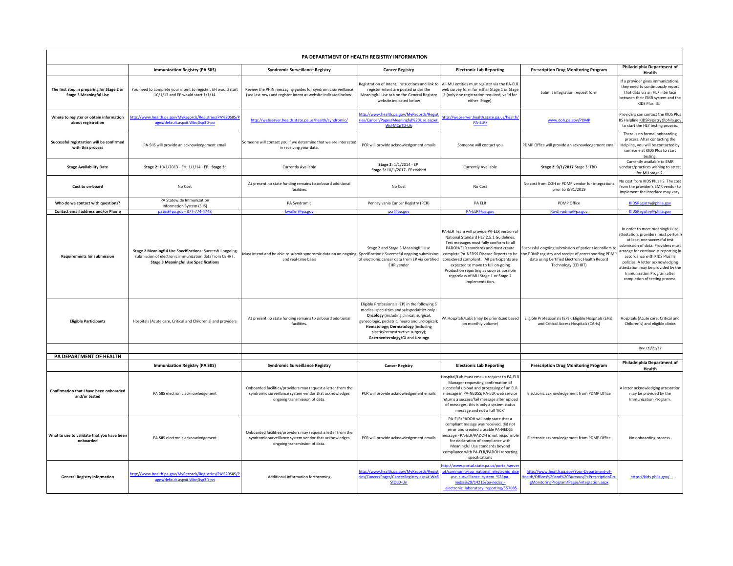# PA DEPARTMENT OF HEALTH REGISTRY INFORMATION

| | Immunization Registry (PA SIIS) | Syndromic Surveillance Registry | Cancer Registry | Electronic Lab Reporting | Prescription Drug Monitoring Program | Philadelphia Department of Health |
|---|---|---|---|---|---|---|
| **The first step in preparing for Stage 2 or Stage 3 Meaningful Use** | You need to complete your intent to register. EH would start 10/1/13 and EP would start 1/1/14 | Review the PHIN messaging guides for syndromic surveillance (see last row) and register intent at website indicated below. | Registration of Intent. Instructions and link to register intent are posted under the Meaningful Use tab on the General Registry website indicated below | All MU entities must register via the PA-ELR web survey form for either Stage 1 or Stage 2 (only one registration required, valid for either Stage). | Submit integration request form | If a provider gives immunizations, they need to continuously report that data via an HL7 interface between their EMR system and the KIDS Plus IIS. |
| **Where to register or obtain information about registration** | http://www.health.pa.gov/MyRecords/Registries/PA%20SIIS/Pages/default.aspx#.WbqDsp3D-po | http://webserver.health.state.pa.us/health/syndromic/ | http://www.health.pa.gov/MyRecords/Registries/Cancer/Pages/Meaningful%20Use.aspx#.Wd-MCpTD-Uk | http://webserver.health.state.pa.us/health/PA-ELR/ | www.doh.pa.gov/PDMP | Providers can contact the KIDS Plus IIS Helpline KIDSRegistry@phila.gov to start the HL7 testing process. |
| **Successful registration will be confirmed with this process** | PA-SIIS will provide an acknowledgement email | Someone will contact you if we determine that we are interested in receiving your data. | PCR will provide acknowledgement emails | Someone will contact you | PDMP Office will provide an acknowledgement email | There is no formal onboarding process. After contacting the Helpline, you will be contacted by someone at KIDS Plus to start testing. |
| **Stage Availability Date** | **Stage 2**: 10/1/2013 - EH; 1/1/14 - EP. **Stage 3**: | Currently Available | **Stage 2:** 1/1/2014 - EP **Stage 3:** 10/1/2017- EP revised | Currently Available | **Stage 2: 9/1/2017** Stage 3: TBD | Currently available to EMR vendors/practices wishing to attest for MU stage 2. |
| **Cost to on-board** | No Cost | At present no state funding remains to onboard additional facilities. | No Cost | No Cost | No cost from DOH or PDMP vendor for integrations prior to 8/31/2019 | No cost from KIDS Plus IIS. The cost from the provider's EMR vendor to implement the interface may vary. |
| **Who do we contact with questions?** | PA Statewide Immunization Information System (SIIS) | PA Syndromic | Pennsylvania Cancer Registry (PCR) | PA ELR | PDMP Office | KIDSRegistry@phila.gov |
| **Contact email address and/or Phone** | pasiis@pa.gov - 877-774-4748 | kwaller@pa.gov | pcr@pa.gov | PA-ELR@pa.gov | Ra-dh-pdmp@pa.gov | KIDSRegistry@phila.gov |
| **Requirements for submission** | **Stage 2 Meaningful Use Specifications:** Successful ongoing submission of electronic immunization data from CEHRT. **Stage 3 Meaningful Use Specifications** | Must intend and be able to submit syndromic data on an ongoing and real-time basis | Stage 2 and Stage 3 Meaningful Use Specifications: Successful ongoing submission of electronic cancer data from EP via certified EHR vendor | PA-ELR Team will provide PA-ELR version of National Standard HL7 2.5.1 Guidelines. Test messages must fully conform to all PADOH/ELR standards and must create complete PA-NEDSS Disease Reports to be considered compliant. All participants are expected to move to full on-going Production reporting as soon as possible regardless of MU Stage 1 or Stage 2 implementation. | Successful ongoing submission of patient identifiers to the PDMP registry and receipt of corresponding PDMP data using Certified Electronic Health Record Technology (CEHRT) | In order to meet meaningful use attestation, providers must perform at least one successful test submission of data. Providers must arrange for continuous reporting in accordance with KIDS Plus IIS policies. A letter acknowledging attestation may be provided by the Immunization Program after completion of testing process. |
| **Eligible Participants** | Hospitals (Acute care, Critical and Children's) and providers | At present no state funding remains to onboard additional facilities. | Eligible Professionals (EP) in the following 5 medical specialties and subspecialties *only*: **Oncology** (including clinical, surgical, gynecologic, pediatric, neuro and urological); **Hematology; Dermatology** (including plastic/reconstructive surgery); **Gastroenterology/GI** and **Urology** | PA Hospitals/Labs (may be prioritized based on monthly volume) | Eligible Professionals (EPs), Eligible Hospitals (EHs), and Critical Access Hospitals (CAHs) | Hospitals (Acute care, Critical and Children's) and eligible clinics |
| | | | | | | Rev. 09/21/17 |

# PA DEPARTMENT OF HEALTH

| | Immunization Registry (PA SIIS) | Syndromic Surveillance Registry | Cancer Registry | Electronic Lab Reporting | Prescription Drug Monitoring Program | Philadelphia Department of Health |
|---|---|---|---|---|---|---|
| **Confirmation that I have been onboarded and/or tested** | PA SIIS electronic acknowledgement | Onboarded facilities/providers may request a letter from the syndromic surveillance system vendor that acknowledges ongoing transmission of data. | PCR will provide acknowledgement emails | Hospital/Lab must email a request to PA-ELR Manager requesting confirmation of successful upload and processing of an ELR message in PA-NEDSS; PA-ELR web service returns a success/fail message after upload of messages, this is only a system status message and not a full 'ACK' | Electronic acknowledgement from PDMP Office | A letter acknowledging attestation may be provided by the Immunization Program. |
| **What to use to validate that you have been onboarded** | PA SIIS electronic acknowledgement | Onboarded facilities/providers may request a letter from the syndromic surveillance system vendor that acknowledges ongoing transmission of data. | PCR will provide acknowledgement emails | PA-ELR/PADOH will only state that a compliant messge was received, did not error and created a usable PA-NEDSS message - PA-ELR/PADOH is not responsible for declaration of compliance with Meaningful Use standards beyond compliance with PA-ELR/PADOH reporting specifications | Electronic acknowledgement from PDMP Office | No onboarding process. |
| **General Registry Information** | http://www.health.pa.gov/MyRecords/Registries/PA%20SIIS/Pages/default.aspx#.WbqDsp3D-po | Additional information forthcoming | http://www.health.pa.gov/MyRecords/Registries/Cancer/Pages/CancerRegistry.aspx#.Wa6SfOLD-Un | http://www.portal.state.pa.us/portal/server.pt/community/pa_national_electronic_disease_surveillance_system_%28pa-nedss%29/14215/pa-nedss_-_electronic_laboratory_reporting/557085 | http://www.health.pa.gov/Your-Department-of-Health/Offices%20and%20Bureaus/PaPrescriptionDrugMonitoringProgram/Pages/integration.aspx | https://kids.phila.gov/ |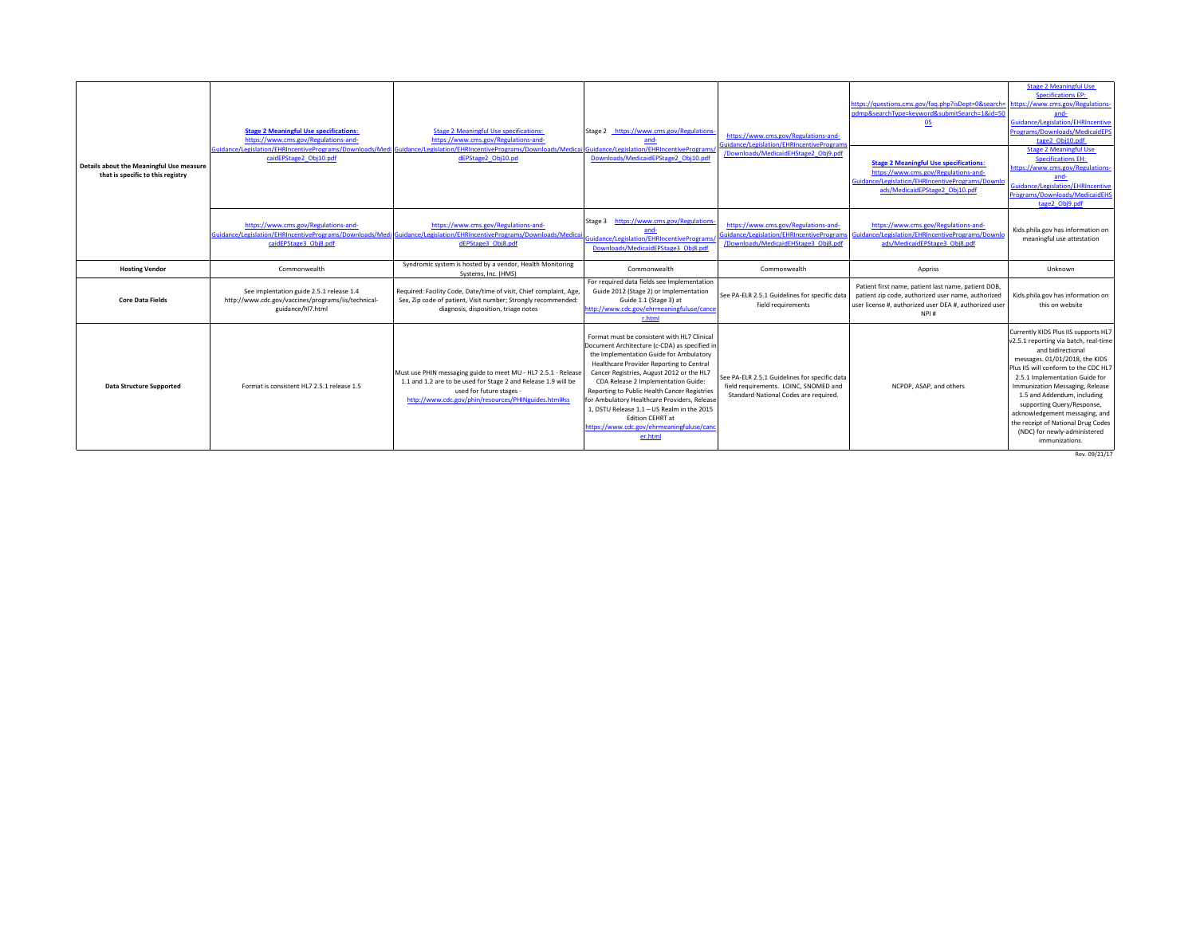| | | | | | | |
|---|---|---|---|---|---|---|
| Details about the Meaningful Use measure that is specific to this registry | **Stage 2 Meaningful Use specifications**: https://www.cms.gov/Regulations-and-Guidance/Legislation/EHRIncentivePrograms/Downloads/MedicaidEPStage2_Obj10.pdf<br><br>https://www.cms.gov/Regulations-and-Guidance/Legislation/EHRIncentivePrograms/Downloads/MedicaidEPStage3_Obj8.pdf | Stage 2 Meaningful Use specifications: https://www.cms.gov/Regulations-and-Guidance/Legislation/EHRIncentivePrograms/Downloads/MedicaidEPStage2_Obj10.pd<br><br>https://www.cms.gov/Regulations-and-Guidance/Legislation/EHRIncentivePrograms/Downloads/MedicaidEPStage3_Obj8.pdf | Stage 2 https://www.cms.gov/Regulations-and-Guidance/Legislation/EHRIncentivePrograms/Downloads/MedicaidEPStage2_Obj10.pdf<br><br>Stage 3 https://www.cms.gov/Regulations-and-Guidance/Legislation/EHRIncentivePrograms/Downloads/MedicaidEPStage3_Obj8.pdf | https://www.cms.gov/Regulations-and-Guidance/Legislation/EHRIncentivePrograms/Downloads/MedicaidEHStage2_Obj9.pdf<br><br>https://www.cms.gov/Regulations-and-Guidance/Legislation/EHRIncentivePrograms/Downloads/MedicaidEHStage3_Obj8.pdf | https://questions.cms.gov/faq.php?isDept=0&search=pdmp&searchType=keyword&submitSearch=1&id=5005<br><br>**Stage 2 Meaningful Use specifications**: https://www.cms.gov/Regulations-and-Guidance/Legislation/EHRIncentivePrograms/Downloads/MedicaidEPStage2_Obj10.pdf<br><br>https://www.cms.gov/Regulations-and-Guidance/Legislation/EHRIncentivePrograms/Downloads/MedicaidEPStage3_Obj8.pdf | Stage 2 Meaningful Use Specifications EP: https://www.cms.gov/Regulations-and-Guidance/Legislation/EHRIncentivePrograms/Downloads/MedicaidEPStage2_Obj10.pdf<br><br>Stage 2 Meaningful Use Specifications EH: https://www.cms.gov/Regulations-and-Guidance/Legislation/EHRIncentivePrograms/Downloads/MedicaidEHStage2_Obj9.pdf<br><br>Kids.phila.gov has information on meaningful use attestation |
| **Hosting Vendor** | Commonwealth | Syndromic system is hosted by a vendor, Health Monitoring Systems, Inc. (HMS) | Commonwealth | Commonwealth | Appriss | Unknown |
| **Core Data Fields** | See implentation guide 2.5.1 release 1.4 http://www.cdc.gov/vaccines/programs/iis/technical-guidance/hl7.html | Required: Facility Code, Date/time of visit, Chief complaint, Age, Sex, Zip code of patient, Visit number; Strongly recommended: diagnosis, disposition, triage notes | For required data fields see Implementation Guide 2012 (Stage 2) or Implementation Guide 1.1 (Stage 3) at http://www.cdc.gov/ehrmeaningfuluse/cancer.html | See PA-ELR 2.5.1 Guidelines for specific data field requirements | Patient first name, patient last name, patient DOB, patient zip code, authorized user name, authorized user license #, authorized user DEA #, authorized user NPI # | Kids.phila.gov has information on this on website |
| **Data Structure Supported** | Format is consistent HL7 2.5.1 release 1.5 | Must use PHIN messaging guide to meet MU - HL7 2.5.1 - Release 1.1 and 1.2 are to be used for Stage 2 and Release 1.9 will be used for future stages - http://www.cdc.gov/phin/resources/PHINguides.html#ss | Format must be consistent with HL7 Clinical Document Architecture (c-CDA) as specified in the Implementation Guide for Ambulatory Healthcare Provider Reporting to Central Cancer Registries, August 2012 or the HL7 CDA Release 2 Implementation Guide: Reporting to Public Health Cancer Registries for Ambulatory Healthcare Providers, Release 1, DSTU Release 1.1 – US Realm in the 2015 Edition CEHRT at https://www.cdc.gov/ehrmeaningfuluse/cancer.html | See PA-ELR 2.5.1 Guidelines for specific data field requirements. LOINC, SNOMED and Standard National Codes are required. | NCPDP, ASAP, and others | Currently KIDS Plus IIS supports HL7 v2.5.1 reporting via batch, real-time and bidirectional messages. 01/01/2018, the KIDS Plus IIS will conform to the CDC HL7 2.5.1 Implementation Guide for Immunization Messaging, Release 1.5 and Addendum, including supporting Query/Response, acknowledgement messaging, and the receipt of National Drug Codes (NDC) for newly-administered immunizations. |

Rev. 09/21/17